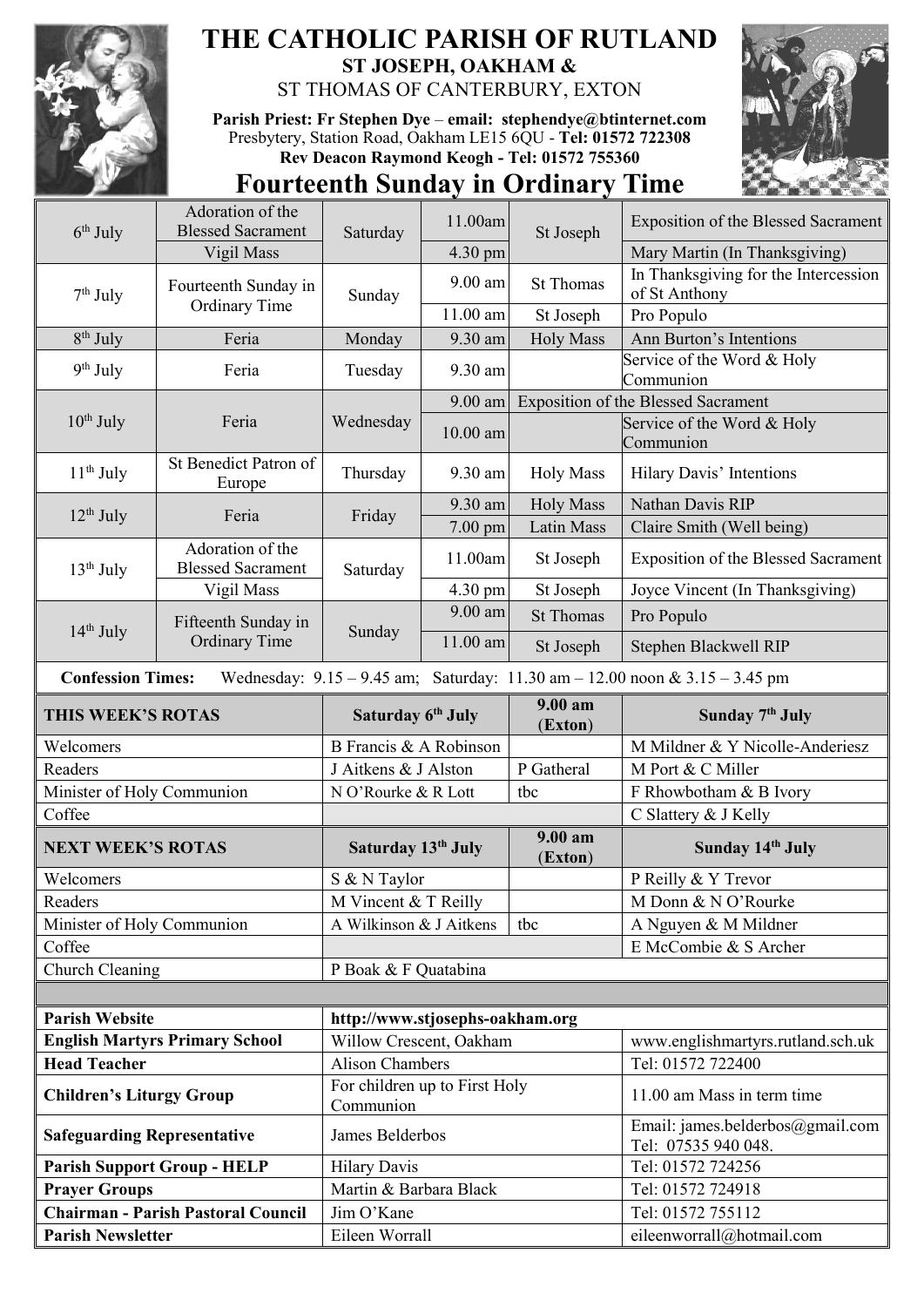# THE CATHOLIC PARISH OF RUTLAND

## ST JOSEPH, OAKHAM & ST THOMAS OF CANTERBURY, EXTON

**Parish Priest: Fr Stephen Dye** – **email: stephendye@btinternet.com**
Presbytery, Station Road, Oakham LE15 6QU - **Tel: 01572 722308**
**Rev Deacon Raymond Keogh - Tel: 01572 755360**

# Fourteenth Sunday in Ordinary Time

| Date | Feast | Day | Time | Place | Intention |
|---|---|---|---|---|---|
| 6th July | Adoration of the Blessed Sacrament | Saturday | 11.00am | St Joseph | Exposition of the Blessed Sacrament |
| | Vigil Mass | | 4.30 pm | | Mary Martin (In Thanksgiving) |
| 7th July | Fourteenth Sunday in Ordinary Time | Sunday | 9.00 am | St Thomas | In Thanksgiving for the Intercession of St Anthony |
| | | | 11.00 am | St Joseph | Pro Populo |
| 8th July | Feria | Monday | 9.30 am | Holy Mass | Ann Burton's Intentions |
| 9th July | Feria | Tuesday | 9.30 am | | Service of the Word & Holy Communion |
| 10th July | Feria | Wednesday | 9.00 am | Exposition of the Blessed Sacrament | |
| | | | 10.00 am | | Service of the Word & Holy Communion |
| 11th July | St Benedict Patron of Europe | Thursday | 9.30 am | Holy Mass | Hilary Davis' Intentions |
| 12th July | Feria | Friday | 9.30 am | Holy Mass | Nathan Davis RIP |
| | | | 7.00 pm | Latin Mass | Claire Smith (Well being) |
| 13th July | Adoration of the Blessed Sacrament | Saturday | 11.00am | St Joseph | Exposition of the Blessed Sacrament |
| | Vigil Mass | | 4.30 pm | St Joseph | Joyce Vincent (In Thanksgiving) |
| 14th July | Fifteenth Sunday in Ordinary Time | Sunday | 9.00 am | St Thomas | Pro Populo |
| | | | 11.00 am | St Joseph | Stephen Blackwell RIP |

**Confession Times:** Wednesday: 9.15 – 9.45 am; Saturday: 11.30 am – 12.00 noon & 3.15 – 3.45 pm

| THIS WEEK'S ROTAS | Saturday 6th July | 9.00 am (Exton) | Sunday 7th July |
|---|---|---|---|
| Welcomers | B Francis & A Robinson | | M Mildner & Y Nicolle-Anderiesz |
| Readers | J Aitkens & J Alston | P Gatheral | M Port & C Miller |
| Minister of Holy Communion | N O'Rourke & R Lott | tbc | F Rhowbotham & B Ivory |
| Coffee | | | C Slattery & J Kelly |

| NEXT WEEK'S ROTAS | Saturday 13th July | 9.00 am (Exton) | Sunday 14th July |
|---|---|---|---|
| Welcomers | S & N Taylor | | P Reilly & Y Trevor |
| Readers | M Vincent & T Reilly | | M Donn & N O'Rourke |
| Minister of Holy Communion | A Wilkinson & J Aitkens | tbc | A Nguyen & M Mildner |
| Coffee | | | E McCombie & S Archer |
| Church Cleaning | P Boak & F Quatabina | | |

| | | |
|---|---|---|
| **Parish Website** | **http://www.stjosephs-oakham.org** | |
| **English Martyrs Primary School** | Willow Crescent, Oakham | www.englishmartyrs.rutland.sch.uk |
| **Head Teacher** | Alison Chambers | Tel: 01572 722400 |
| **Children's Liturgy Group** | For children up to First Holy Communion | 11.00 am Mass in term time |
| **Safeguarding Representative** | James Belderbos | Email: james.belderbos@gmail.com Tel: 07535 940 048. |
| **Parish Support Group - HELP** | Hilary Davis | Tel: 01572 724256 |
| **Prayer Groups** | Martin & Barbara Black | Tel: 01572 724918 |
| **Chairman - Parish Pastoral Council** | Jim O'Kane | Tel: 01572 755112 |
| **Parish Newsletter** | Eileen Worrall | eileenworrall@hotmail.com |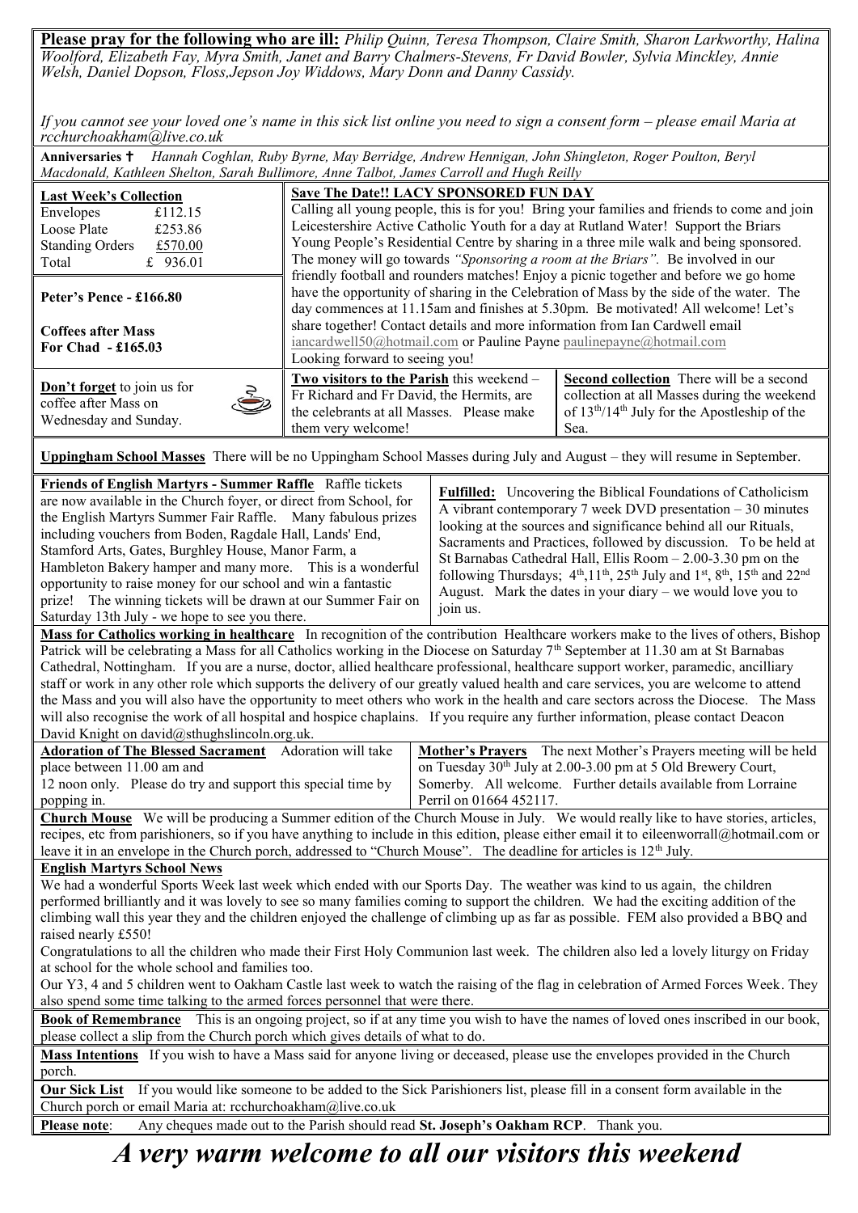**Please pray for the following who are ill:** *Philip Quinn, Teresa Thompson, Claire Smith, Sharon Larkworthy, Halina Woolford, Elizabeth Fay, Myra Smith, Janet and Barry Chalmers-Stevens, Fr David Bowler, Sylvia Minckley, Annie Welsh, Daniel Dopson, Floss,Jepson Joy Widdows, Mary Donn and Danny Cassidy.*

*If you cannot see your loved one's name in this sick list online you need to sign a consent form – please email Maria at rcchurchoakham@live.co.uk*

**Anniversaries ✝** *Hannah Coghlan, Ruby Byrne, May Berridge, Andrew Hennigan, John Shingleton, Roger Poulton, Beryl Macdonald, Kathleen Shelton, Sarah Bullimore, Anne Talbot, James Carroll and Hugh Reilly*

**Last Week's Collection**

| | |
|---|---|
| Envelopes | £112.15 |
| Loose Plate | £253.86 |
| Standing Orders | £570.00 |
| Total | £ 936.01 |

**Peter's Pence - £166.80**

**Coffees after Mass For Chad - £165.03**

**Don't forget** to join us for coffee after Mass on Wednesday and Sunday.

**Save The Date!! LACY SPONSORED FUN DAY**
Calling all young people, this is for you! Bring your families and friends to come and join Leicestershire Active Catholic Youth for a day at Rutland Water! Support the Briars Young People's Residential Centre by sharing in a three mile walk and being sponsored. The money will go towards *"Sponsoring a room at the Briars"*. Be involved in our friendly football and rounders matches! Enjoy a picnic together and before we go home have the opportunity of sharing in the Celebration of Mass by the side of the water. The day commences at 11.15am and finishes at 5.30pm. Be motivated! All welcome! Let's share together! Contact details and more information from Ian Cardwell email iancardwell50@hotmail.com or Pauline Payne paulinepayne@hotmail.com
Looking forward to seeing you!

**Two visitors to the Parish** this weekend – Fr Richard and Fr David, the Hermits, are the celebrants at all Masses. Please make them very welcome!

**Second collection** There will be a second collection at all Masses during the weekend of 13th/14th July for the Apostleship of the Sea.

**Uppingham School Masses** There will be no Uppingham School Masses during July and August – they will resume in September.

**Friends of English Martyrs - Summer Raffle** Raffle tickets are now available in the Church foyer, or direct from School, for the English Martyrs Summer Fair Raffle. Many fabulous prizes including vouchers from Boden, Ragdale Hall, Lands' End, Stamford Arts, Gates, Burghley House, Manor Farm, a Hambleton Bakery hamper and many more. This is a wonderful opportunity to raise money for our school and win a fantastic prize! The winning tickets will be drawn at our Summer Fair on Saturday 13th July - we hope to see you there.

**Fulfilled:** Uncovering the Biblical Foundations of Catholicism
A vibrant contemporary 7 week DVD presentation – 30 minutes looking at the sources and significance behind all our Rituals, Sacraments and Practices, followed by discussion. To be held at St Barnabas Cathedral Hall, Ellis Room – 2.00-3.30 pm on the following Thursdays; 4th,11th, 25th July and 1st, 8th, 15th and 22nd August. Mark the dates in your diary – we would love you to join us.

**Mass for Catholics working in healthcare** In recognition of the contribution Healthcare workers make to the lives of others, Bishop Patrick will be celebrating a Mass for all Catholics working in the Diocese on Saturday 7th September at 11.30 am at St Barnabas Cathedral, Nottingham. If you are a nurse, doctor, allied healthcare professional, healthcare support worker, paramedic, ancilliary staff or work in any other role which supports the delivery of our greatly valued health and care services, you are welcome to attend the Mass and you will also have the opportunity to meet others who work in the health and care sectors across the Diocese. The Mass will also recognise the work of all hospital and hospice chaplains. If you require any further information, please contact Deacon David Knight on david@sthughslincoln.org.uk.

**Adoration of The Blessed Sacrament** Adoration will take place between 11.00 am and 12 noon only. Please do try and support this special time by popping in.

**Mother's Prayers** The next Mother's Prayers meeting will be held on Tuesday 30th July at 2.00-3.00 pm at 5 Old Brewery Court, Somerby. All welcome. Further details available from Lorraine Perril on 01664 452117.

**Church Mouse** We will be producing a Summer edition of the Church Mouse in July. We would really like to have stories, articles, recipes, etc from parishioners, so if you have anything to include in this edition, please either email it to eileenworrall@hotmail.com or leave it in an envelope in the Church porch, addressed to "Church Mouse". The deadline for articles is 12th July.

**English Martyrs School News**
We had a wonderful Sports Week last week which ended with our Sports Day. The weather was kind to us again, the children performed brilliantly and it was lovely to see so many families coming to support the children. We had the exciting addition of the climbing wall this year they and the children enjoyed the challenge of climbing up as far as possible. FEM also provided a BBQ and raised nearly £550!
Congratulations to all the children who made their First Holy Communion last week. The children also led a lovely liturgy on Friday at school for the whole school and families too.
Our Y3, 4 and 5 children went to Oakham Castle last week to watch the raising of the flag in celebration of Armed Forces Week. They also spend some time talking to the armed forces personnel that were there.

**Book of Remembrance** This is an ongoing project, so if at any time you wish to have the names of loved ones inscribed in our book, please collect a slip from the Church porch which gives details of what to do.

**Mass Intentions** If you wish to have a Mass said for anyone living or deceased, please use the envelopes provided in the Church porch.

**Our Sick List** If you would like someone to be added to the Sick Parishioners list, please fill in a consent form available in the Church porch or email Maria at: rcchurchoakham@live.co.uk

**Please note**: Any cheques made out to the Parish should read **St. Joseph's Oakham RCP**. Thank you.

# *A very warm welcome to all our visitors this weekend*